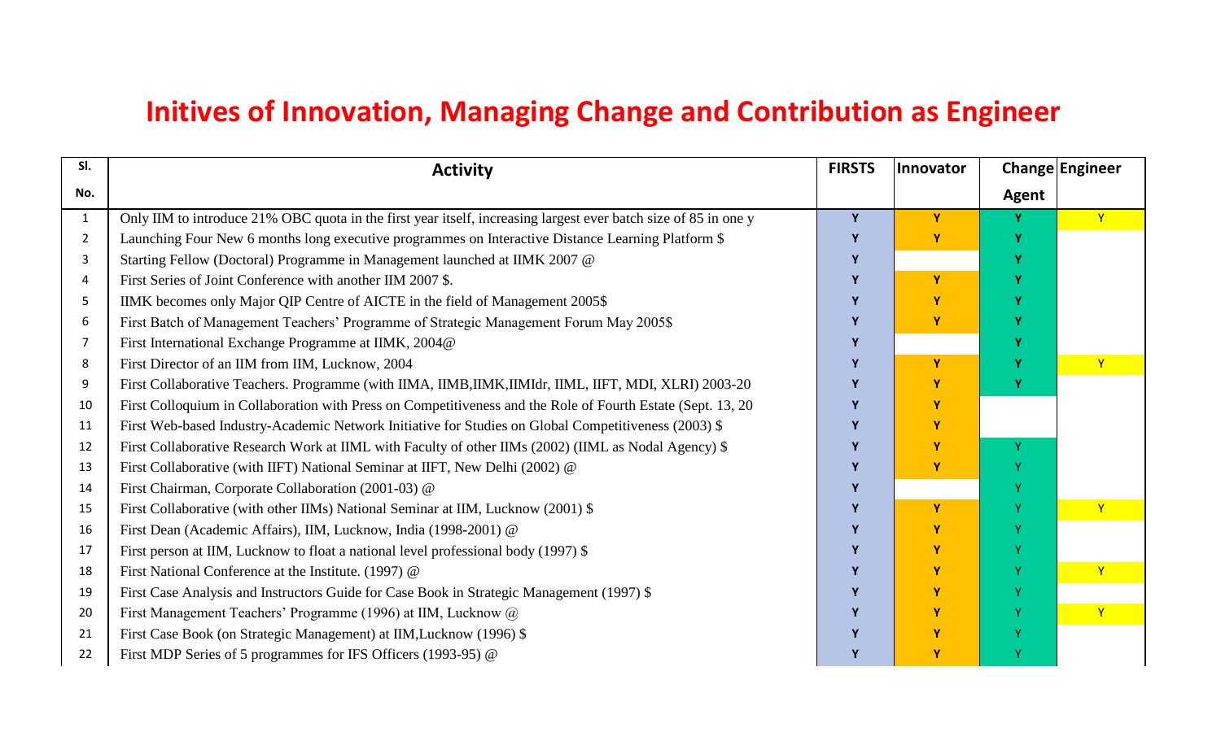# Initives of Innovation, Managing Change and Contribution as Engineer

| Sl. No. | Activity | FIRSTS | Innovator | Change Agent | Engineer |
|---|---|---|---|---|---|
| 1 | Only IIM to introduce 21% OBC quota in the first year itself, increasing largest ever batch size of 85 in one y | Y | Y | Y | Y |
| 2 | Launching Four New 6 months long executive programmes on Interactive Distance Learning Platform $ | Y | Y | Y | |
| 3 | Starting Fellow (Doctoral) Programme in Management launched at IIMK 2007 @ | Y | | Y | |
| 4 | First Series of Joint Conference with another IIM 2007 $. | Y | Y | Y | |
| 5 | IIMK becomes only Major QIP Centre of AICTE in the field of Management 2005$ | Y | Y | Y | |
| 6 | First Batch of Management Teachers' Programme of Strategic Management Forum May 2005$ | Y | Y | Y | |
| 7 | First International Exchange Programme at IIMK, 2004@ | Y | | Y | |
| 8 | First Director of an IIM from IIM, Lucknow, 2004 | Y | Y | Y | Y |
| 9 | First Collaborative Teachers. Programme (with IIMA, IIMB,IIMK,IIMIdr, IIML, IIFT, MDI, XLRI) 2003-20 | Y | Y | Y | |
| 10 | First Colloquium in Collaboration with Press on Competitiveness and the Role of Fourth Estate (Sept. 13, 20 | Y | Y | | |
| 11 | First Web-based Industry-Academic Network Initiative for Studies on Global Competitiveness (2003) $ | Y | Y | | |
| 12 | First Collaborative Research Work at IIML with Faculty of other IIMs (2002) (IIML as Nodal Agency) $ | Y | Y | Y | |
| 13 | First Collaborative (with IIFT) National Seminar at IIFT, New Delhi (2002) @ | Y | Y | Y | |
| 14 | First Chairman, Corporate Collaboration (2001-03) @ | Y | | Y | |
| 15 | First Collaborative (with other IIMs) National Seminar at IIM, Lucknow (2001) $ | Y | Y | Y | Y |
| 16 | First Dean (Academic Affairs), IIM, Lucknow, India (1998-2001) @ | Y | Y | Y | |
| 17 | First person at IIM, Lucknow to float a national level professional body (1997) $ | Y | Y | Y | |
| 18 | First National Conference at the Institute. (1997) @ | Y | Y | Y | Y |
| 19 | First Case Analysis and Instructors Guide for Case Book in Strategic Management (1997) $ | Y | Y | Y | |
| 20 | First Management Teachers' Programme (1996) at IIM, Lucknow @ | Y | Y | Y | Y |
| 21 | First Case Book (on Strategic Management) at IIM,Lucknow (1996) $ | Y | Y | Y | |
| 22 | First MDP Series of 5 programmes for IFS Officers (1993-95) @ | Y | Y | Y | |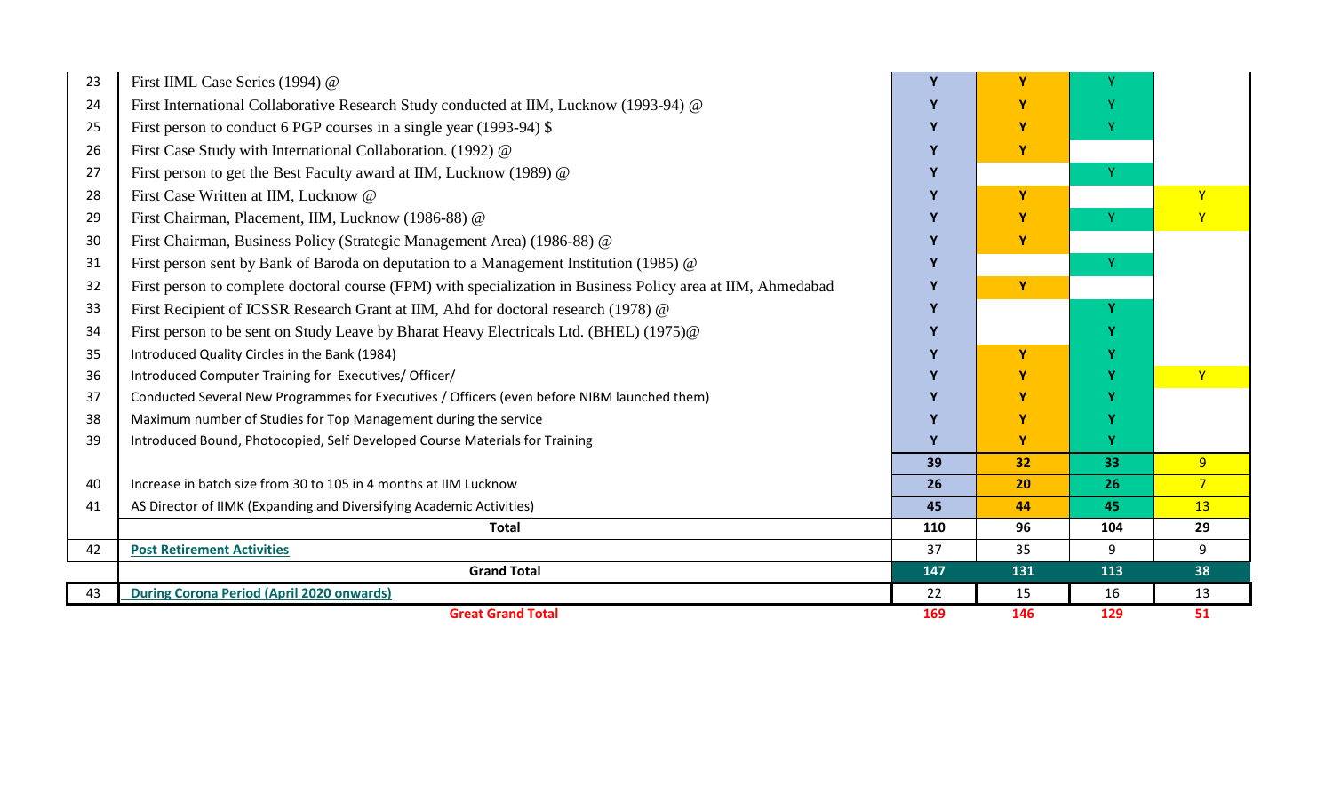| | | | | | |
|---|---|---|---|---|---|
| 23 | First IIML Case Series (1994) @ | Y | Y | Y | |
| 24 | First International Collaborative Research Study conducted at IIM, Lucknow (1993-94) @ | Y | Y | Y | |
| 25 | First person to conduct 6 PGP courses in a single year (1993-94) $ | Y | Y | Y | |
| 26 | First Case Study with International Collaboration. (1992) @ | Y | Y | | |
| 27 | First person to get the Best Faculty award at IIM, Lucknow (1989) @ | Y | | Y | |
| 28 | First Case Written at IIM, Lucknow @ | Y | Y | | Y |
| 29 | First Chairman, Placement, IIM, Lucknow (1986-88) @ | Y | Y | Y | Y |
| 30 | First Chairman, Business Policy (Strategic Management Area) (1986-88) @ | Y | Y | | |
| 31 | First person sent by Bank of Baroda on deputation to a Management Institution (1985) @ | Y | | Y | |
| 32 | First person to complete doctoral course (FPM) with specialization in Business Policy area at IIM, Ahmedabad | Y | Y | | |
| 33 | First Recipient of ICSSR Research Grant at IIM, Ahd for doctoral research (1978) @ | Y | | Y | |
| 34 | First person to be sent on Study Leave by Bharat Heavy Electricals Ltd. (BHEL) (1975)@ | Y | | Y | |
| 35 | Introduced Quality Circles in the Bank (1984) | Y | Y | Y | |
| 36 | Introduced Computer Training for Executives/ Officer/ | Y | Y | Y | Y |
| 37 | Conducted Several New Programmes for Executives / Officers (even before NIBM launched them) | Y | Y | Y | |
| 38 | Maximum number of Studies for Top Management during the service | Y | Y | Y | |
| 39 | Introduced Bound, Photocopied, Self Developed Course Materials for Training | Y | Y | Y | |
| | | **39** | **32** | **33** | 9 |
| 40 | Increase in batch size from 30 to 105 in 4 months at IIM Lucknow | **26** | **20** | **26** | 7 |
| 41 | AS Director of IIMK (Expanding and Diversifying Academic Activities) | **45** | **44** | **45** | 13 |
| | **Total** | **110** | **96** | **104** | **29** |
| 42 | **Post Retirement Activities** | 37 | 35 | 9 | 9 |
| | **Grand Total** | **147** | **131** | **113** | **38** |
| 43 | **During Corona Period (April 2020 onwards)** | 22 | 15 | 16 | 13 |
| | **Great Grand Total** | **169** | **146** | **129** | **51** |